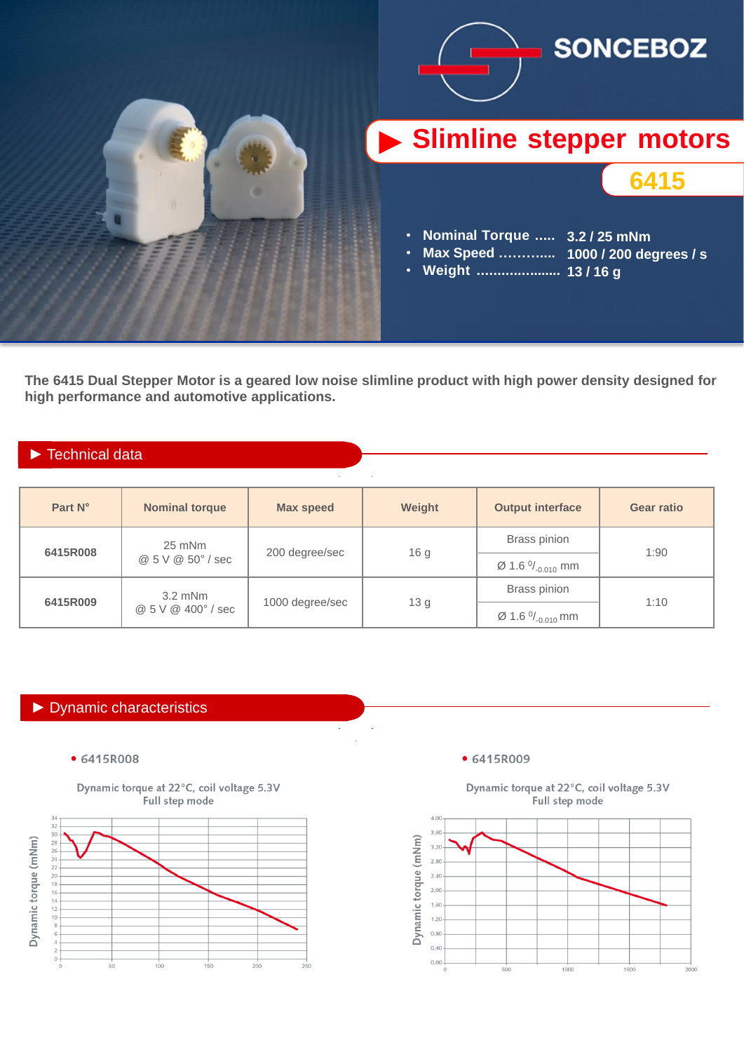SONCEBOZ

# Slimline stepper motors

## 6415

- Nominal Torque ..... 3.2 / 25 mNm
- Max Speed ............ 1000 / 200 degrees / s
- Weight ..................... 13 / 16 g

**The 6415 Dual Stepper Motor is a geared low noise slimline product with high power density designed for high performance and automotive applications.**

## ▶ Technical data

| Part N° | Nominal torque | Max speed | Weight | Output interface | Gear ratio |
|---|---|---|---|---|---|
| **6415R008** | 25 mNm @ 5 V @ 50° / sec | 200 degree/sec | 16 g | Brass pinion<br>Ø 1.6 $^{0}/_{-0.010}$ mm | 1:90 |
| **6415R009** | 3.2 mNm @ 5 V @ 400° / sec | 1000 degree/sec | 13 g | Brass pinion<br>Ø 1.6 $^{0}/_{-0.010}$ mm | 1:10 |

## ▶ Dynamic characteristics

- 6415R008

Dynamic torque at 22°C, coil voltage 5.3V
Full step mode

- 6415R009

Dynamic torque at 22°C, coil voltage 5.3V
Full step mode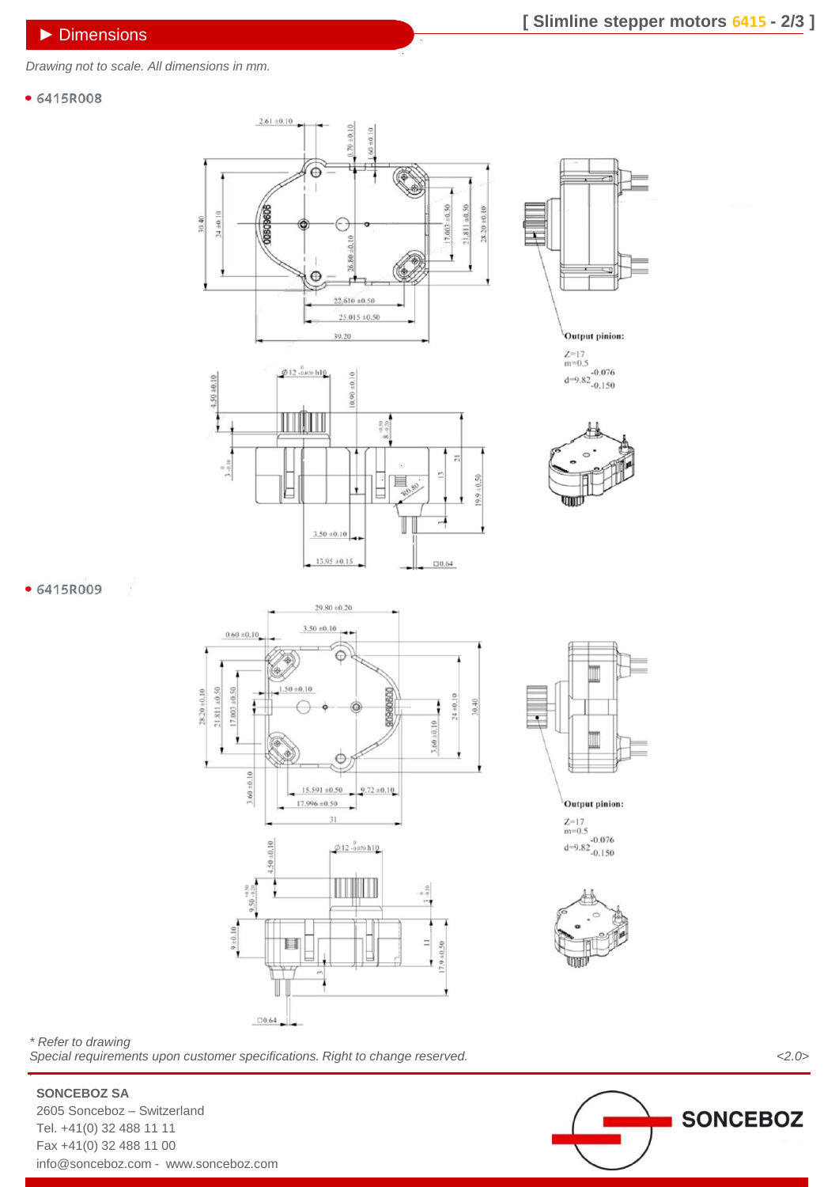## ► Dimensions

*Drawing not to scale. All dimensions in mm.*

- 6415R008

Output pinion:

Z=17
m=0.5
d=9.82 $^{-0.076}_{-0.150}$

- 6415R009

Output pinion:

Z=17
m=0.5
d=9.82 $^{-0.076}_{-0.150}$

*\* Refer to drawing*

*Special requirements upon customer specifications. Right to change reserved.*

*<2.0>*

**SONCEBOZ SA**
2605 Sonceboz – Switzerland
Tel. +41(0) 32 488 11 11
Fax +41(0) 32 488 11 00
info@sonceboz.com - www.sonceboz.com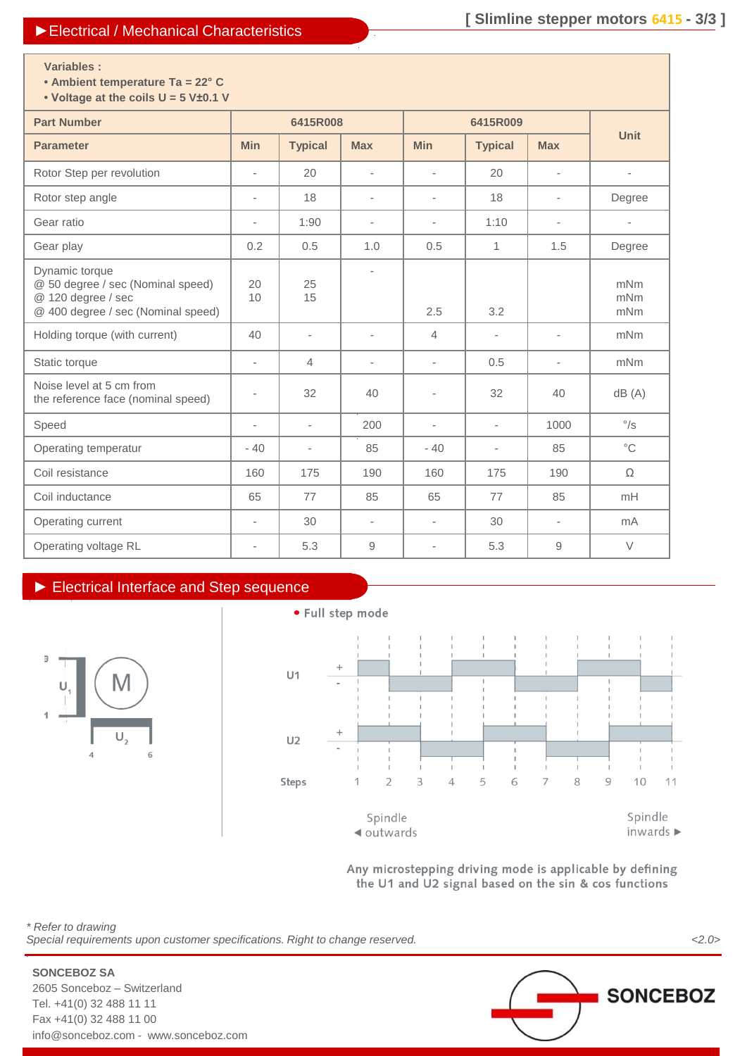## ► Electrical / Mechanical Characteristics

**Variables :**
- **Ambient temperature Ta = 22° C**
- **Voltage at the coils U = 5 V±0.1 V**

| Part Number | 6415R008 | | | 6415R009 | | | Unit |
|---|---|---|---|---|---|---|---|
| **Parameter** | **Min** | **Typical** | **Max** | **Min** | **Typical** | **Max** | |
| Rotor Step per revolution | - | 20 | - | - | 20 | - | - |
| Rotor step angle | - | 18 | - | - | 18 | - | Degree |
| Gear ratio | - | 1:90 | - | - | 1:10 | - | - |
| Gear play | 0.2 | 0.5 | 1.0 | 0.5 | 1 | 1.5 | Degree |
| Dynamic torque<br>@ 50 degree / sec (Nominal speed)<br>@ 120 degree / sec<br>@ 400 degree / sec (Nominal speed) | <br>20<br>10<br> | <br>25<br>15<br> | - | <br><br><br>2.5 | <br><br><br>3.2 | | <br>mNm<br>mNm<br>mNm |
| Holding torque (with current) | 40 | - | - | 4 | - | - | mNm |
| Static torque | - | 4 | - | - | 0.5 | - | mNm |
| Noise level at 5 cm from the reference face (nominal speed) | - | 32 | 40 | - | 32 | 40 | dB (A) |
| Speed | - | - | 200 | - | - | 1000 | °/s |
| Operating temperatur | - 40 | - | 85 | - 40 | - | 85 | °C |
| Coil resistance | 160 | 175 | 190 | 160 | 175 | 190 | Ω |
| Coil inductance | 65 | 77 | 85 | 65 | 77 | 85 | mH |
| Operating current | - | 30 | - | - | 30 | - | mA |
| Operating voltage RL | - | 5.3 | 9 | - | 5.3 | 9 | V |

## ► Electrical Interface and Step sequence

3
$U_1$
1
M
$U_2$
4 6

• **Full step mode**

U1 + -
U2 + -
Steps 1 2 3 4 5 6 7 8 9 10 11

Spindle ◄ outwards

Spindle inwards ►

Any microstepping driving mode is applicable by defining the U1 and U2 signal based on the sin & cos functions

*\* Refer to drawing*
*Special requirements upon customer specifications. Right to change reserved.*

*<2.0>*

**SONCEBOZ SA**
2605 Sonceboz – Switzerland
Tel. +41(0) 32 488 11 11
Fax +41(0) 32 488 11 00
info@sonceboz.com - www.sonceboz.com

SONCEBOZ